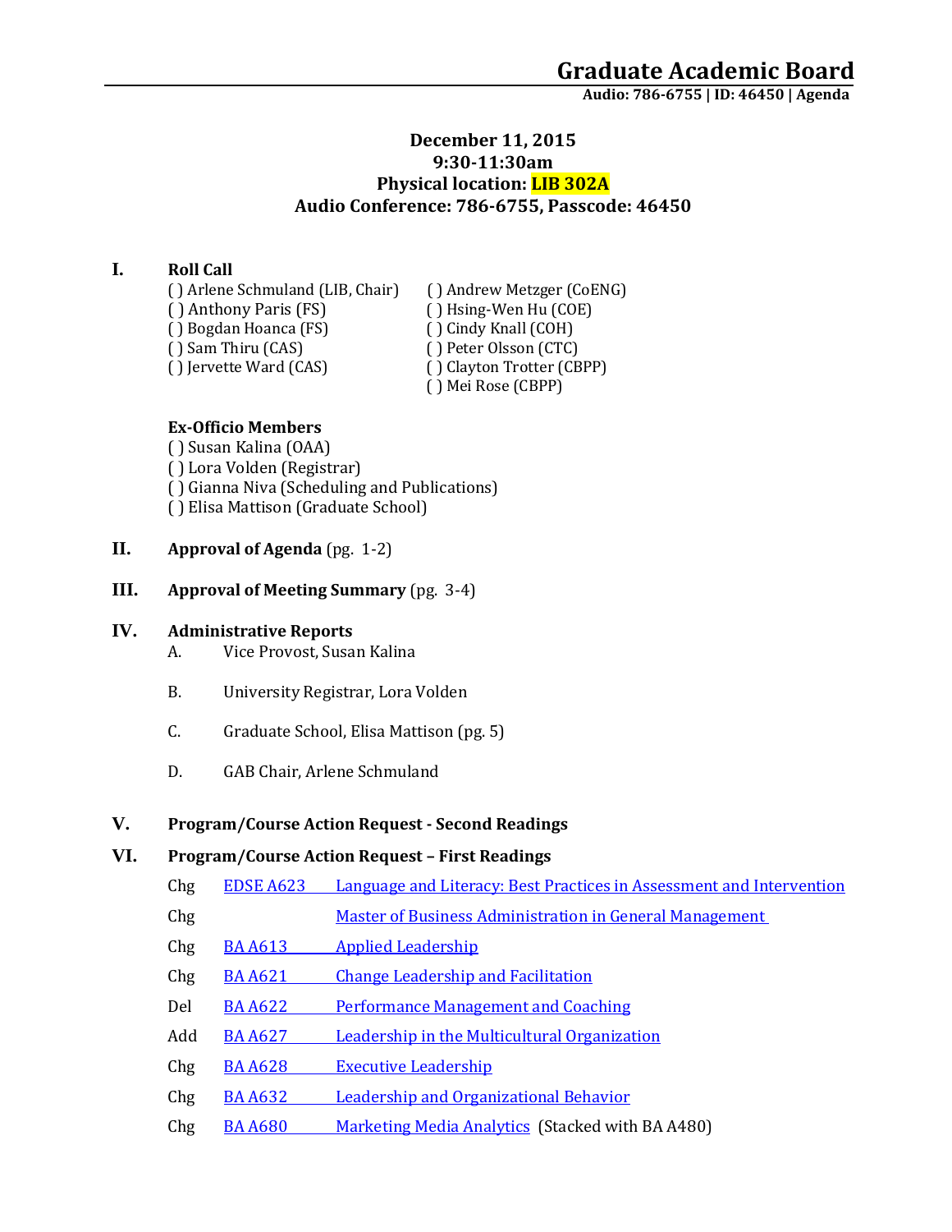# Graduate Academic Board

**Audio: 786-6755 | ID: 46450 | Agenda**

**December 11, 2015**
**9:30-11:30am**
**Physical location: LIB 302A**
**Audio Conference: 786-6755, Passcode: 46450**

## I. Roll Call

( ) Arlene Schmuland (LIB, Chair)
( ) Anthony Paris (FS)
( ) Bogdan Hoanca (FS)
( ) Sam Thiru (CAS)
( ) Jervette Ward (CAS)
( ) Andrew Metzger (CoENG)
( ) Hsing-Wen Hu (COE)
( ) Cindy Knall (COH)
( ) Peter Olsson (CTC)
( ) Clayton Trotter (CBPP)
( ) Mei Rose (CBPP)

**Ex-Officio Members**

( ) Susan Kalina (OAA)
( ) Lora Volden (Registrar)
( ) Gianna Niva (Scheduling and Publications)
( ) Elisa Mattison (Graduate School)

## II. Approval of Agenda (pg. 1-2)

## III. Approval of Meeting Summary (pg. 3-4)

## IV. Administrative Reports

A. Vice Provost, Susan Kalina

B. University Registrar, Lora Volden

C. Graduate School, Elisa Mattison (pg. 5)

D. GAB Chair, Arlene Schmuland

## V. Program/Course Action Request - Second Readings

## VI. Program/Course Action Request – First Readings

| | | |
|---|---|---|
| Chg | EDSE A623 | Language and Literacy: Best Practices in Assessment and Intervention |
| Chg | | Master of Business Administration in General Management |
| Chg | BA A613 | Applied Leadership |
| Chg | BA A621 | Change Leadership and Facilitation |
| Del | BA A622 | Performance Management and Coaching |
| Add | BA A627 | Leadership in the Multicultural Organization |
| Chg | BA A628 | Executive Leadership |
| Chg | BA A632 | Leadership and Organizational Behavior |
| Chg | BA A680 | Marketing Media Analytics (Stacked with BA A480) |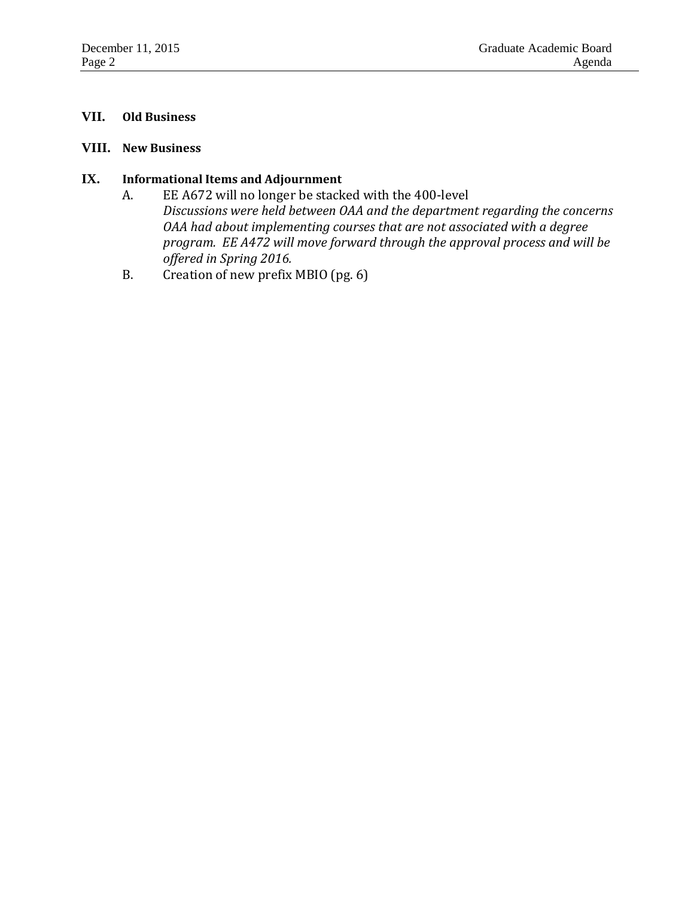## VII. Old Business

## VIII. New Business

## IX. Informational Items and Adjournment

A. EE A672 will no longer be stacked with the 400-level
   *Discussions were held between OAA and the department regarding the concerns OAA had about implementing courses that are not associated with a degree program. EE A472 will move forward through the approval process and will be offered in Spring 2016.*

B. Creation of new prefix MBIO (pg. 6)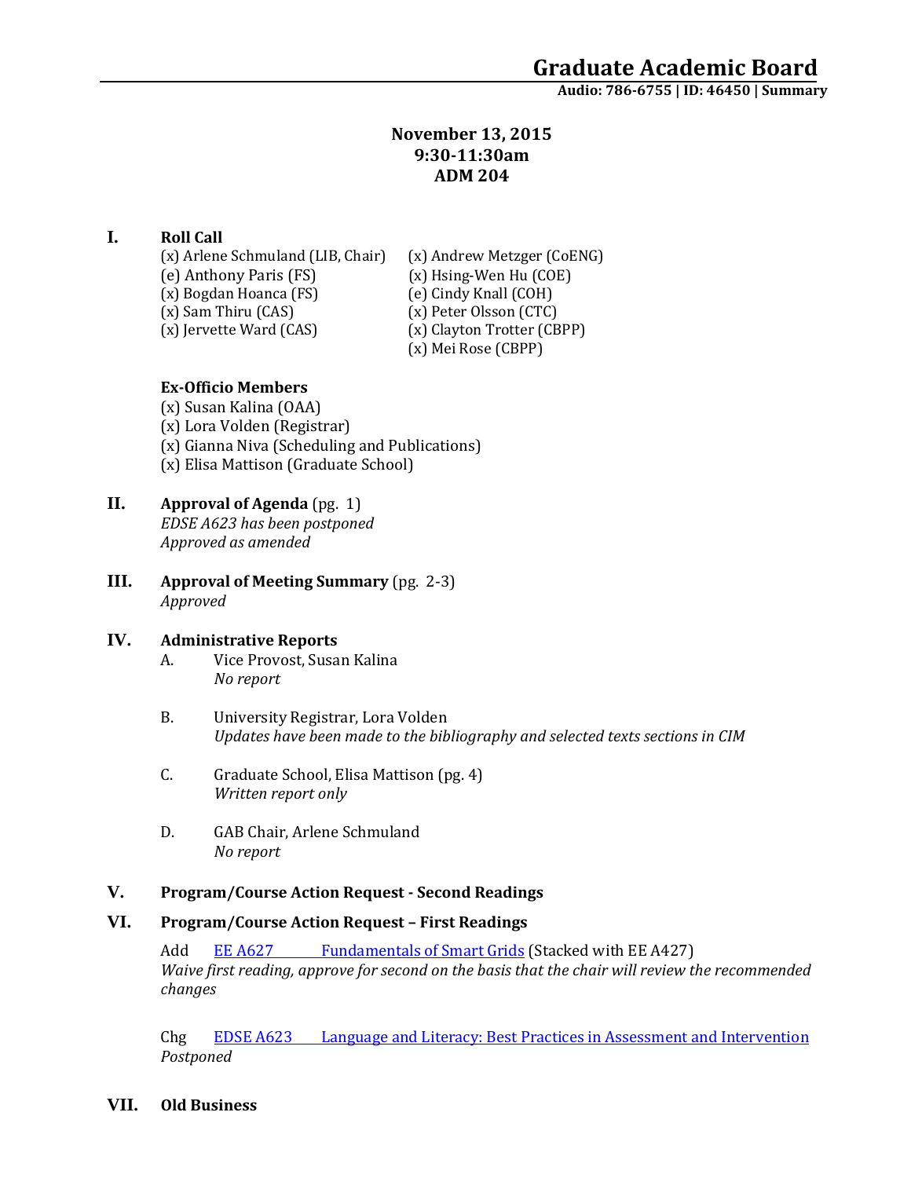# Graduate Academic Board

**Audio: 786-6755 | ID: 46450 | Summary**

**November 13, 2015**
**9:30-11:30am**
**ADM 204**

## I. Roll Call

(x) Arlene Schmuland (LIB, Chair)
(e) Anthony Paris (FS)
(x) Bogdan Hoanca (FS)
(x) Sam Thiru (CAS)
(x) Jervette Ward (CAS)
(x) Andrew Metzger (CoENG)
(x) Hsing-Wen Hu (COE)
(e) Cindy Knall (COH)
(x) Peter Olsson (CTC)
(x) Clayton Trotter (CBPP)
(x) Mei Rose (CBPP)

**Ex-Officio Members**

(x) Susan Kalina (OAA)
(x) Lora Volden (Registrar)
(x) Gianna Niva (Scheduling and Publications)
(x) Elisa Mattison (Graduate School)

## II. Approval of Agenda (pg. 1)

*EDSE A623 has been postponed*
*Approved as amended*

## III. Approval of Meeting Summary (pg. 2-3)

*Approved*

## IV. Administrative Reports

A. Vice Provost, Susan Kalina
*No report*

B. University Registrar, Lora Volden
*Updates have been made to the bibliography and selected texts sections in CIM*

C. Graduate School, Elisa Mattison (pg. 4)
*Written report only*

D. GAB Chair, Arlene Schmuland
*No report*

## V. Program/Course Action Request - Second Readings

## VI. Program/Course Action Request – First Readings

Add EE A627 Fundamentals of Smart Grids (Stacked with EE A427)
*Waive first reading, approve for second on the basis that the chair will review the recommended changes*

Chg EDSE A623 Language and Literacy: Best Practices in Assessment and Intervention
*Postponed*

## VII. Old Business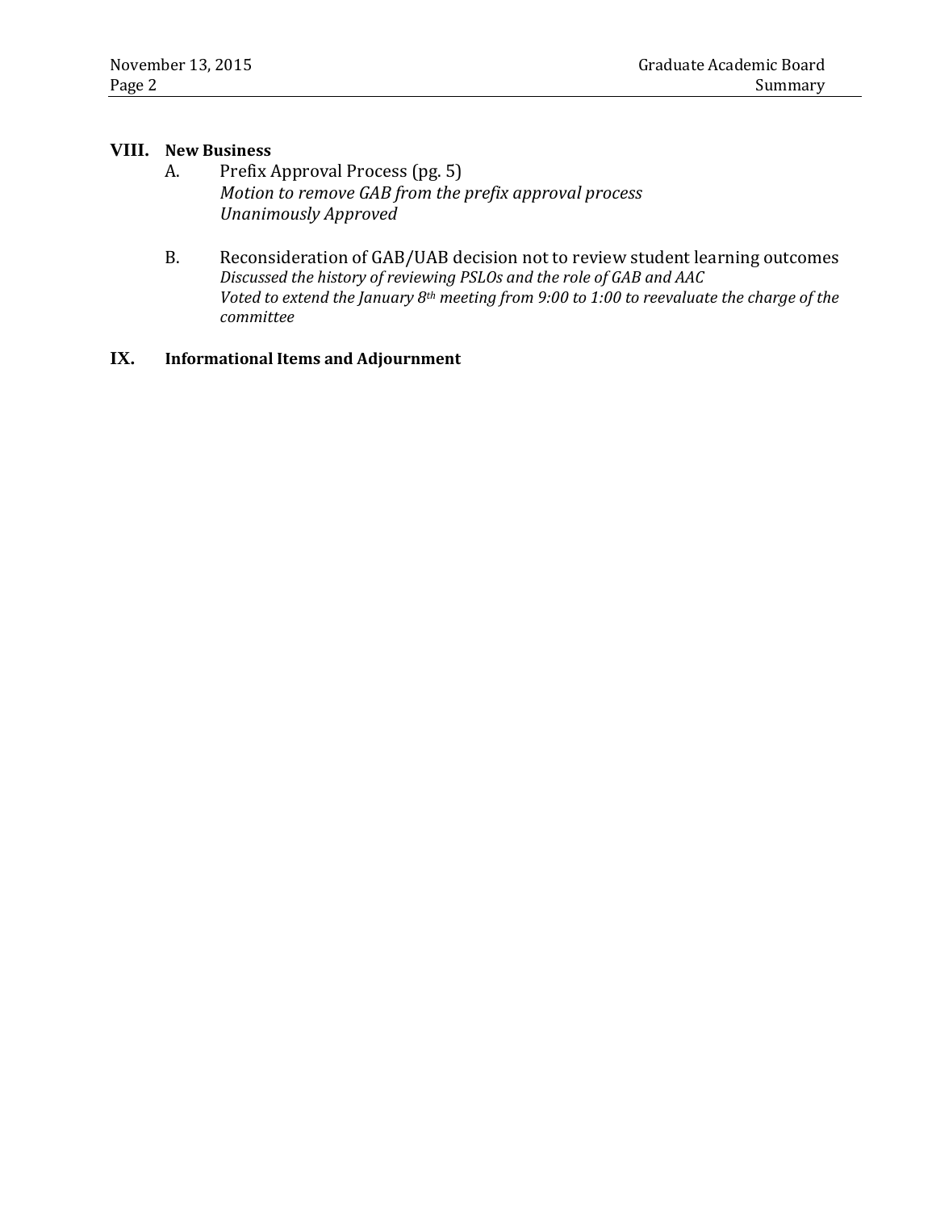## VIII. New Business

A. Prefix Approval Process (pg. 5)
*Motion to remove GAB from the prefix approval process*
*Unanimously Approved*

B. Reconsideration of GAB/UAB decision not to review student learning outcomes
*Discussed the history of reviewing PSLOs and the role of GAB and AAC*
*Voted to extend the January 8th meeting from 9:00 to 1:00 to reevaluate the charge of the committee*

## IX. Informational Items and Adjournment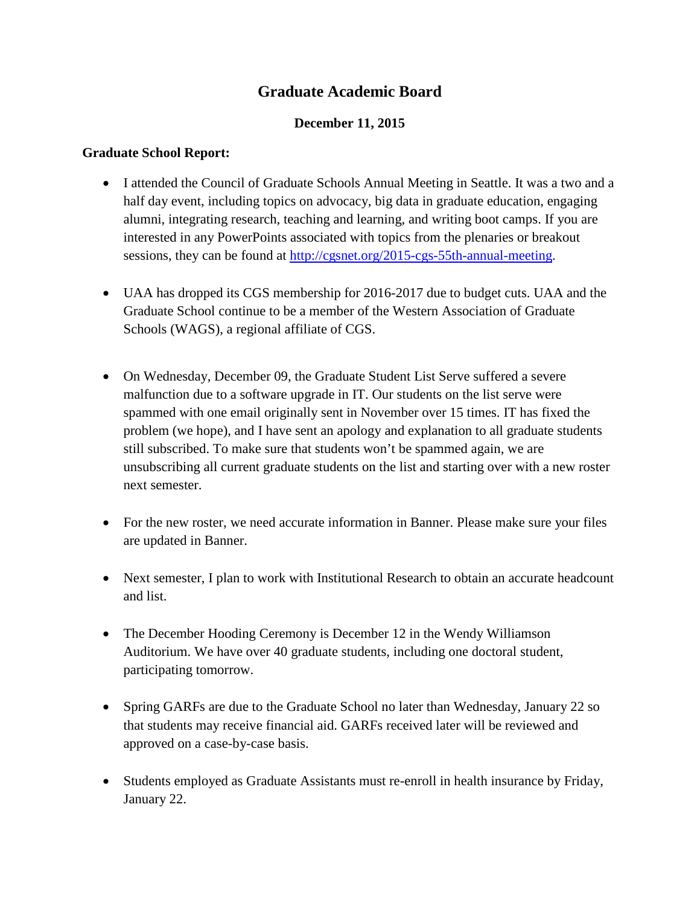# Graduate Academic Board

**December 11, 2015**

**Graduate School Report:**

- I attended the Council of Graduate Schools Annual Meeting in Seattle. It was a two and a half day event, including topics on advocacy, big data in graduate education, engaging alumni, integrating research, teaching and learning, and writing boot camps. If you are interested in any PowerPoints associated with topics from the plenaries or breakout sessions, they can be found at [http://cgsnet.org/2015-cgs-55th-annual-meeting](http://cgsnet.org/2015-cgs-55th-annual-meeting).

- UAA has dropped its CGS membership for 2016-2017 due to budget cuts. UAA and the Graduate School continue to be a member of the Western Association of Graduate Schools (WAGS), a regional affiliate of CGS.

- On Wednesday, December 09, the Graduate Student List Serve suffered a severe malfunction due to a software upgrade in IT. Our students on the list serve were spammed with one email originally sent in November over 15 times. IT has fixed the problem (we hope), and I have sent an apology and explanation to all graduate students still subscribed. To make sure that students won't be spammed again, we are unsubscribing all current graduate students on the list and starting over with a new roster next semester.

- For the new roster, we need accurate information in Banner. Please make sure your files are updated in Banner.

- Next semester, I plan to work with Institutional Research to obtain an accurate headcount and list.

- The December Hooding Ceremony is December 12 in the Wendy Williamson Auditorium. We have over 40 graduate students, including one doctoral student, participating tomorrow.

- Spring GARFs are due to the Graduate School no later than Wednesday, January 22 so that students may receive financial aid. GARFs received later will be reviewed and approved on a case-by-case basis.

- Students employed as Graduate Assistants must re-enroll in health insurance by Friday, January 22.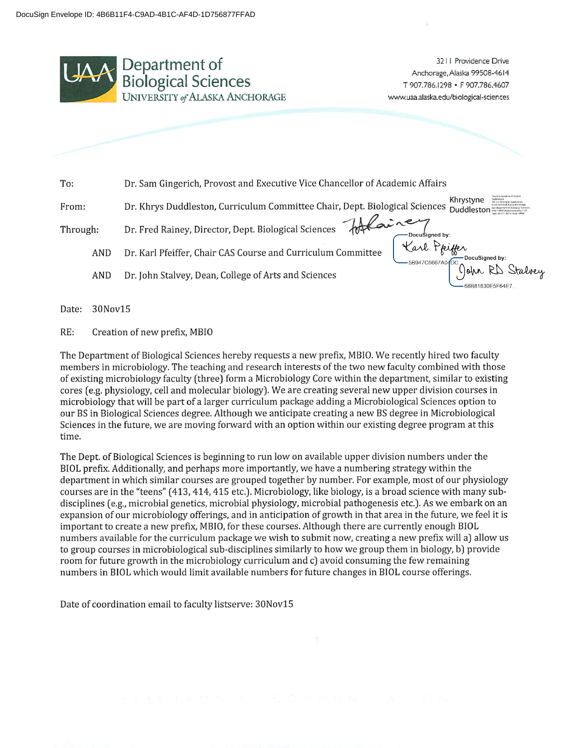DocuSign Envelope ID: 4B6B11F4-C9AD-4B1C-AF4D-1D756877FFAD

Department of Biological Sciences
UNIVERSITY of ALASKA ANCHORAGE

3211 Providence Drive
Anchorage, Alaska 99508-4614
T 907.786.1298 • F 907.786.4607
www.uaa.alaska.edu/biological-sciences

| | |
|---|---|
| To: | Dr. Sam Gingerich, Provost and Executive Vice Chancellor of Academic Affairs |
| From: | Dr. Khrys Duddleston, Curriculum Committee Chair, Dept. Biological Sciences |
| Through: | Dr. Fred Rainey, Director, Dept. Biological Sciences |
| AND | Dr. Karl Pfeiffer, Chair CAS Course and Curriculum Committee |
| AND | Dr. John Stalvey, Dean, College of Arts and Sciences |

Date: 30Nov15

RE: Creation of new prefix, MBIO

The Department of Biological Sciences hereby requests a new prefix, MBIO. We recently hired two faculty members in microbiology. The teaching and research interests of the two new faculty combined with those of existing microbiology faculty (three) form a Microbiology Core within the department, similar to existing cores (e.g. physiology, cell and molecular biology). We are creating several new upper division courses in microbiology that will be part of a larger curriculum package adding a Microbiological Sciences option to our BS in Biological Sciences degree. Although we anticipate creating a new BS degree in Microbiological Sciences in the future, we are moving forward with an option within our existing degree program at this time.

The Dept. of Biological Sciences is beginning to run low on available upper division numbers under the BIOL prefix. Additionally, and perhaps more importantly, we have a numbering strategy within the department in which similar courses are grouped together by number. For example, most of our physiology courses are in the "teens" (413, 414, 415 etc.). Microbiology, like biology, is a broad science with many sub-disciplines (e.g., microbial genetics, microbial physiology, microbial pathogenesis etc.). As we embark on an expansion of our microbiology offerings, and in anticipation of growth in that area in the future, we feel it is important to create a new prefix, MBIO, for these courses. Although there are currently enough BIOL numbers available for the curriculum package we wish to submit now, creating a new prefix will a) allow us to group courses in microbiological sub-disciplines similarly to how we group them in biology, b) provide room for future growth in the microbiology curriculum and c) avoid consuming the few remaining numbers in BIOL which would limit available numbers for future changes in BIOL course offerings.

Date of coordination email to faculty listserve: 30Nov15